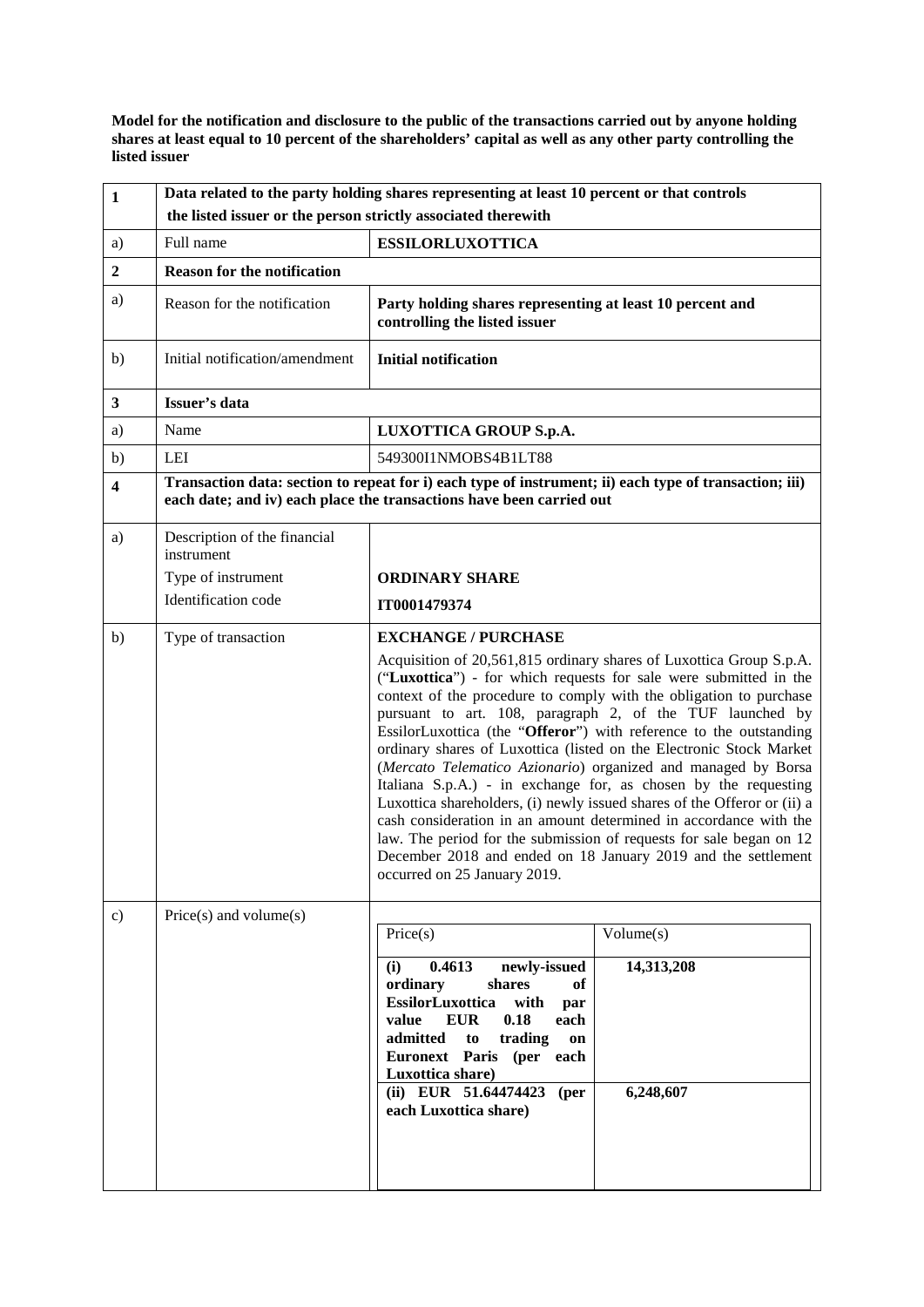**Model for the notification and disclosure to the public of the transactions carried out by anyone holding shares at least equal to 10 percent of the shareholders' capital as well as any other party controlling the listed issuer**

| **1** | **Data related to the party holding shares representing at least 10 percent or that controls the listed issuer or the person strictly associated therewith** | |
|---|---|---|
| a) | Full name | **ESSILORLUXOTTICA** |
| **2** | **Reason for the notification** | |
| a) | Reason for the notification | **Party holding shares representing at least 10 percent and controlling the listed issuer** |
| b) | Initial notification/amendment | **Initial notification** |
| **3** | **Issuer's data** | |
| a) | Name | **LUXOTTICA GROUP S.p.A.** |
| b) | LEI | 549300I1NMOBS4B1LT88 |
| **4** | **Transaction data: section to repeat for i) each type of instrument; ii) each type of transaction; iii) each date; and iv) each place the transactions have been carried out** | |
| a) | Description of the financial instrument<br>Type of instrument<br>Identification code | **ORDINARY SHARE**<br>**IT0001479374** |
| b) | Type of transaction | **EXCHANGE / PURCHASE**<br>Acquisition of 20,561,815 ordinary shares of Luxottica Group S.p.A. ("**Luxottica**") - for which requests for sale were submitted in the context of the procedure to comply with the obligation to purchase pursuant to art. 108, paragraph 2, of the TUF launched by EssilorLuxottica (the "**Offeror**") with reference to the outstanding ordinary shares of Luxottica (listed on the Electronic Stock Market (*Mercato Telematico Azionario*) organized and managed by Borsa Italiana S.p.A.) - in exchange for, as chosen by the requesting Luxottica shareholders, (i) newly issued shares of the Offeror or (ii) a cash consideration in an amount determined in accordance with the law. The period for the submission of requests for sale began on 12 December 2018 and ended on 18 January 2019 and the settlement occurred on 25 January 2019. |
| c) | Price(s) and volume(s) | see table below |

| Price(s) | Volume(s) |
|---|---|
| **(i) 0.4613 newly-issued ordinary shares of EssilorLuxottica with par value EUR 0.18 each admitted to trading on Euronext Paris (per each Luxottica share)** | **14,313,208** |
| **(ii) EUR 51.64474423 (per each Luxottica share)** | **6,248,607** |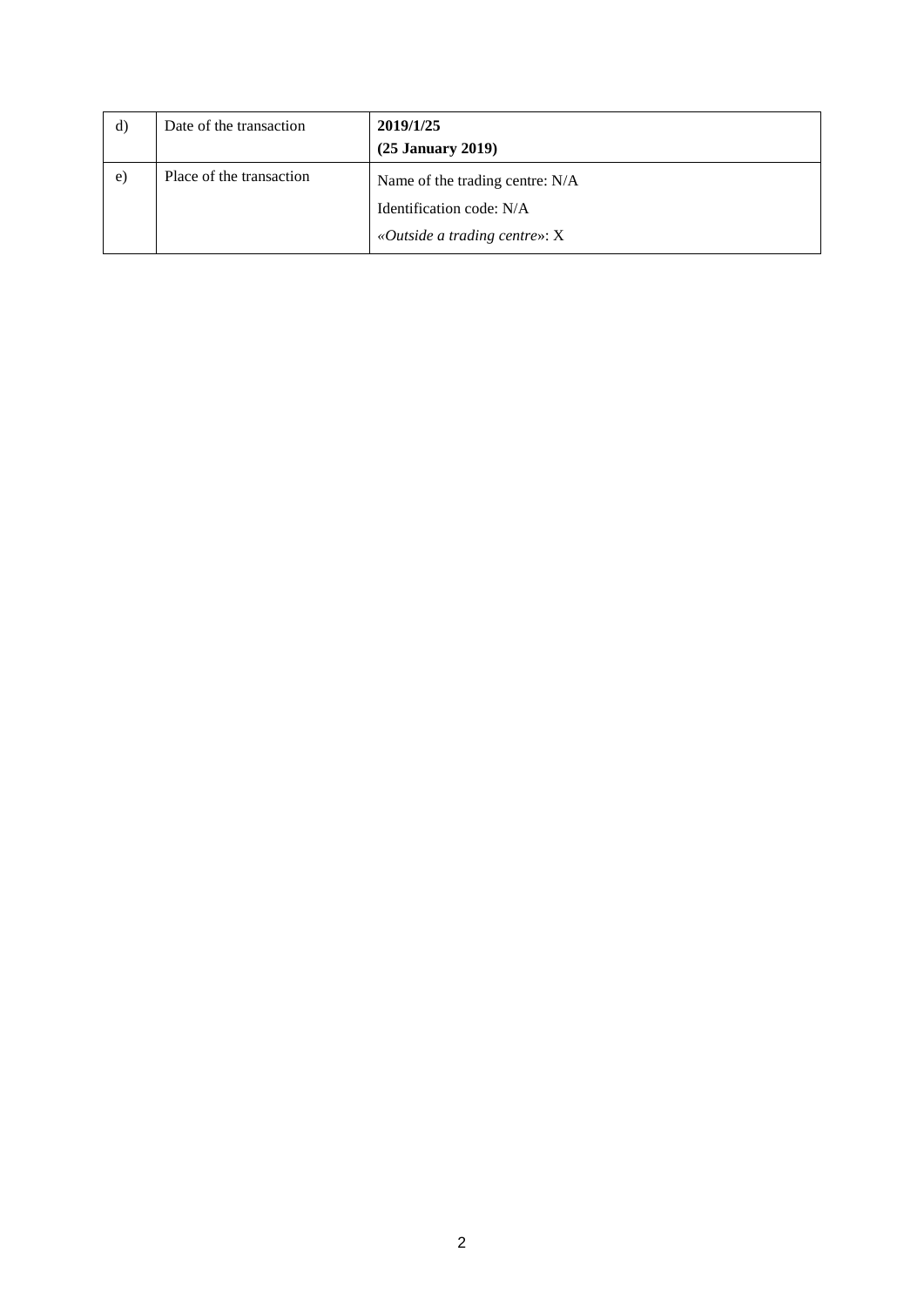| | | |
|---|---|---|
| d) | Date of the transaction | **2019/1/25**<br>**(25 January 2019)** |
| e) | Place of the transaction | Name of the trading centre: N/A<br>Identification code: N/A<br>«*Outside a trading centre*»: X |